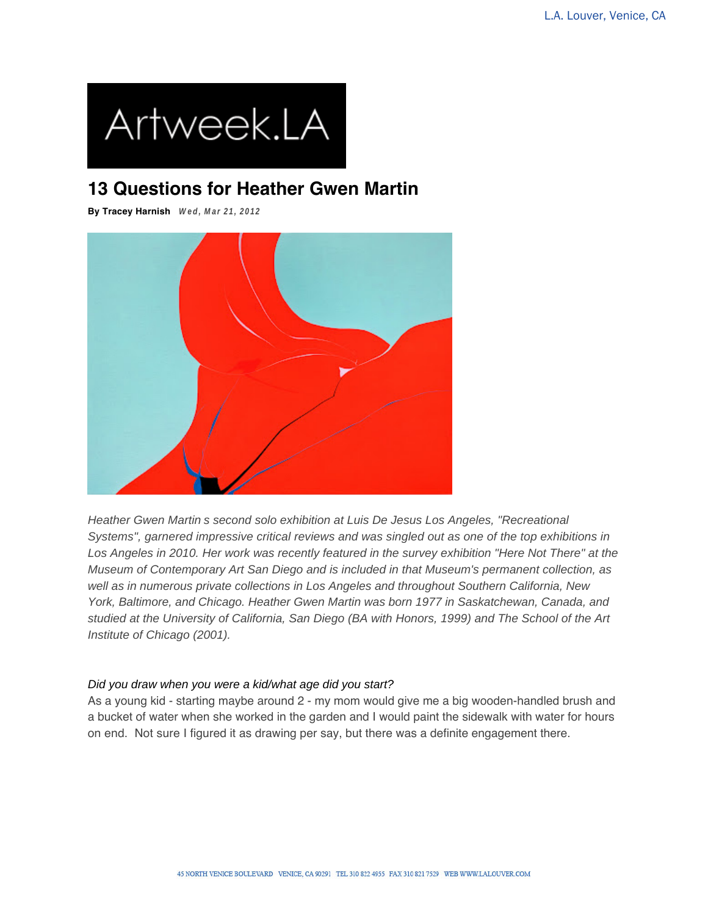Artweek.LA

# 13 Questions for Heather Gwen Martin

**By Tracey Harnish** *Wed, Mar 21, 2012*

*Heather Gwen Martin s second solo exhibition at Luis De Jesus Los Angeles, "Recreational Systems", garnered impressive critical reviews and was singled out as one of the top exhibitions in Los Angeles in 2010. Her work was recently featured in the survey exhibition "Here Not There" at the Museum of Contemporary Art San Diego and is included in that Museum's permanent collection, as well as in numerous private collections in Los Angeles and throughout Southern California, New York, Baltimore, and Chicago. Heather Gwen Martin was born 1977 in Saskatchewan, Canada, and studied at the University of California, San Diego (BA with Honors, 1999) and The School of the Art Institute of Chicago (2001).*

*Did you draw when you were a kid/what age did you start?*
As a young kid - starting maybe around 2 - my mom would give me a big wooden-handled brush and a bucket of water when she worked in the garden and I would paint the sidewalk with water for hours on end. Not sure I figured it as drawing per say, but there was a definite engagement there.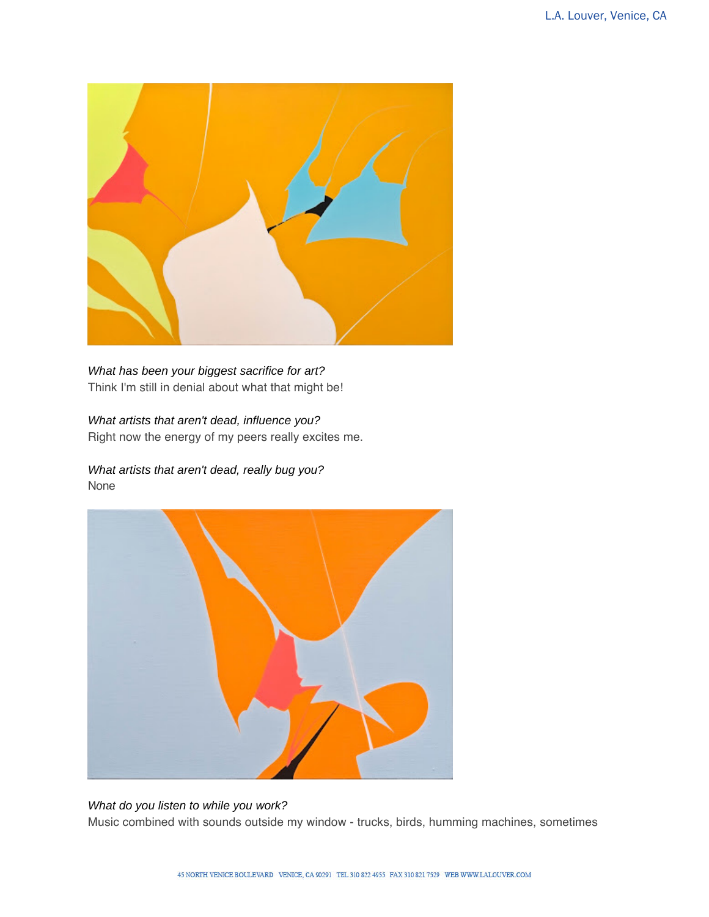*What has been your biggest sacrifice for art?*
Think I'm still in denial about what that might be!

*What artists that aren't dead, influence you?*
Right now the energy of my peers really excites me.

*What artists that aren't dead, really bug you?*
None

*What do you listen to while you work?*
Music combined with sounds outside my window - trucks, birds, humming machines, sometimes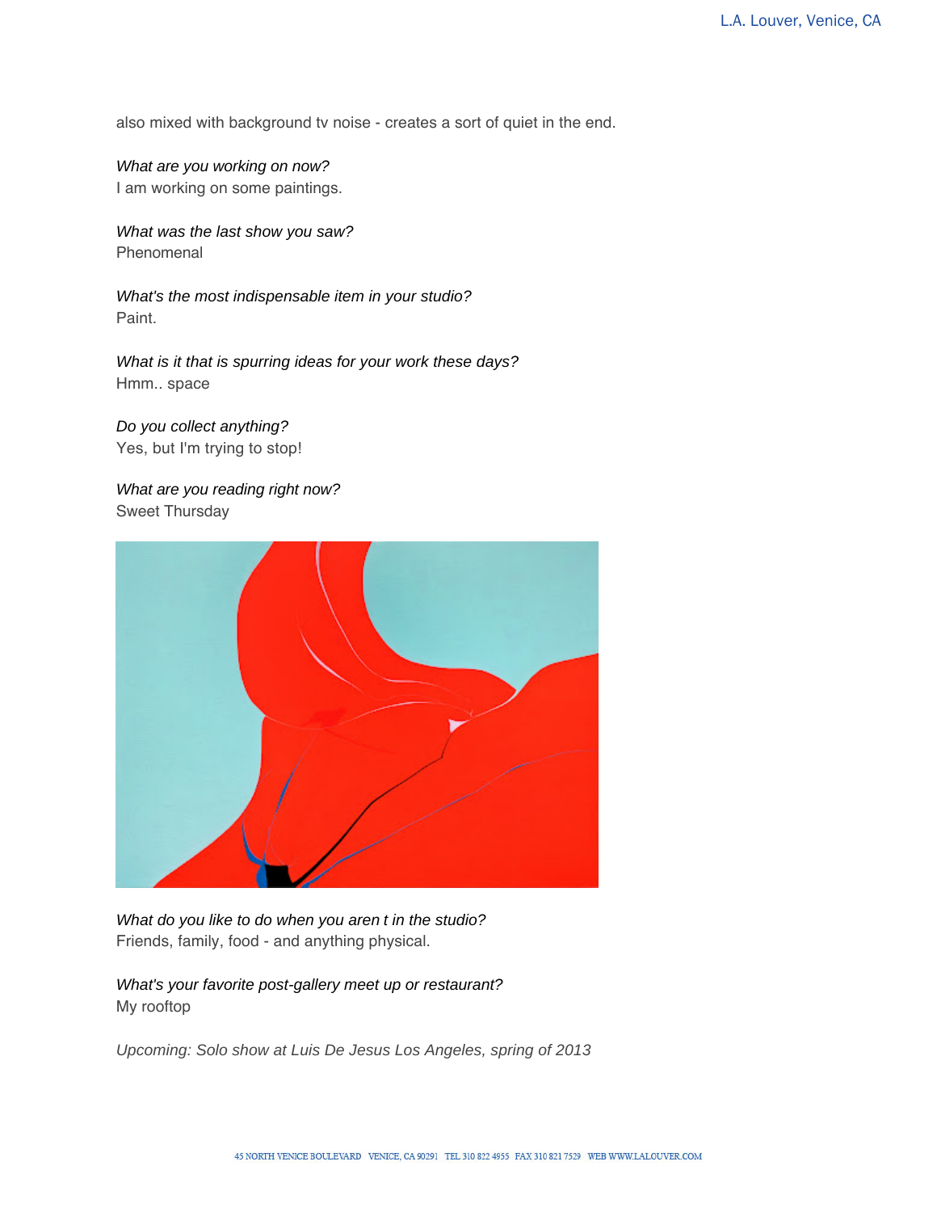also mixed with background tv noise - creates a sort of quiet in the end.

*What are you working on now?*
I am working on some paintings.

*What was the last show you saw?*
Phenomenal

*What's the most indispensable item in your studio?*
Paint.

*What is it that is spurring ideas for your work these days?*
Hmm.. space

*Do you collect anything?*
Yes, but I'm trying to stop!

*What are you reading right now?*
Sweet Thursday

*What do you like to do when you aren t in the studio?*
Friends, family, food - and anything physical.

*What's your favorite post-gallery meet up or restaurant?*
My rooftop

*Upcoming: Solo show at Luis De Jesus Los Angeles, spring of 2013*